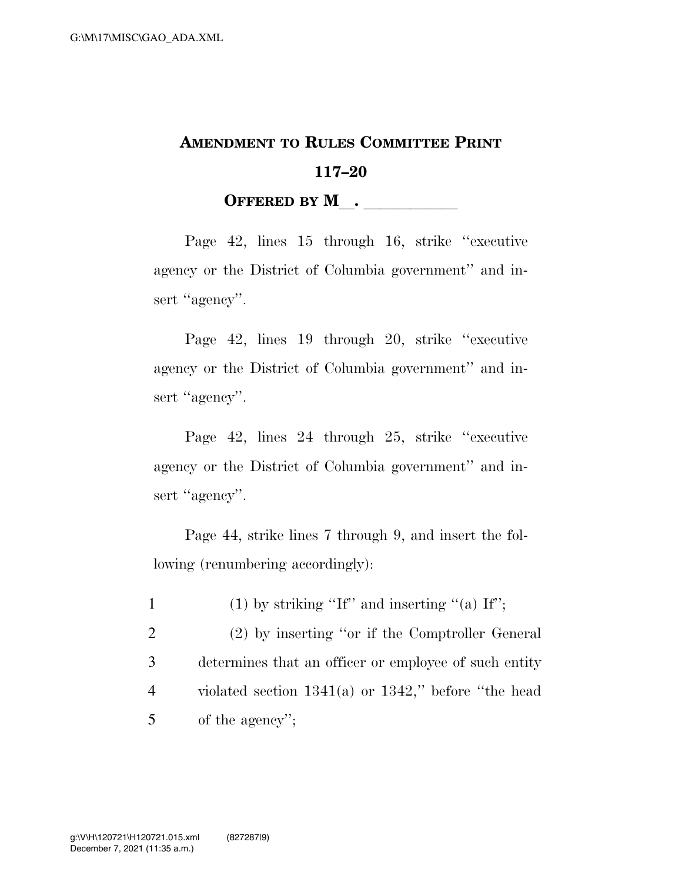# AMENDMENT TO RULES COMMITTEE PRINT 117–20

**OFFERED BY M\_\_. \_\_\_\_\_\_\_\_\_\_\_**

Page 42, lines 15 through 16, strike "executive agency or the District of Columbia government" and insert "agency".

Page 42, lines 19 through 20, strike "executive agency or the District of Columbia government" and insert "agency".

Page 42, lines 24 through 25, strike "executive agency or the District of Columbia government" and insert "agency".

Page 44, strike lines 7 through 9, and insert the following (renumbering accordingly):

1 (1) by striking "If" and inserting "(a) If";
2 (2) by inserting "or if the Comptroller General
3 determines that an officer or employee of such entity
4 violated section 1341(a) or 1342," before "the head
5 of the agency";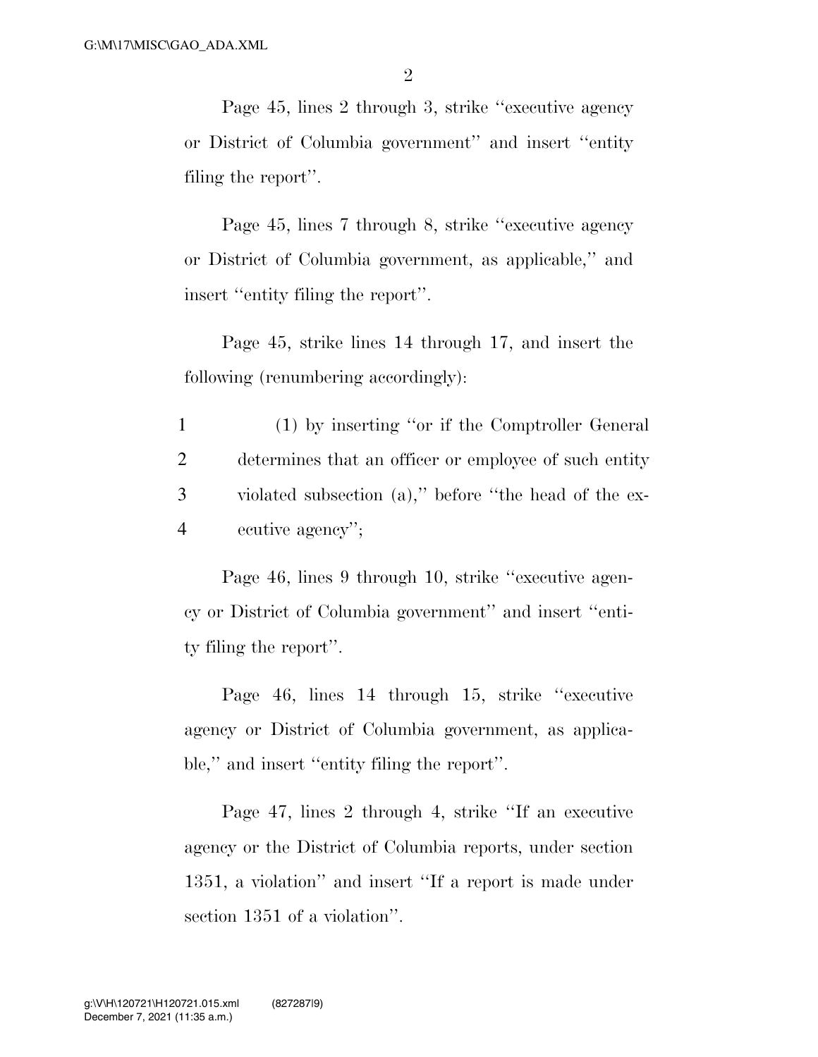Page 45, lines 2 through 3, strike ''executive agency or District of Columbia government'' and insert ''entity filing the report''.

Page 45, lines 7 through 8, strike ''executive agency or District of Columbia government, as applicable,'' and insert ''entity filing the report''.

Page 45, strike lines 14 through 17, and insert the following (renumbering accordingly):

1 (1) by inserting ''or if the Comptroller General
2 determines that an officer or employee of such entity
3 violated subsection (a),'' before ''the head of the ex-
4 ecutive agency'';

Page 46, lines 9 through 10, strike ''executive agency or District of Columbia government'' and insert ''entity filing the report''.

Page 46, lines 14 through 15, strike ''executive agency or District of Columbia government, as applicable,'' and insert ''entity filing the report''.

Page 47, lines 2 through 4, strike ''If an executive agency or the District of Columbia reports, under section 1351, a violation'' and insert ''If a report is made under section 1351 of a violation''.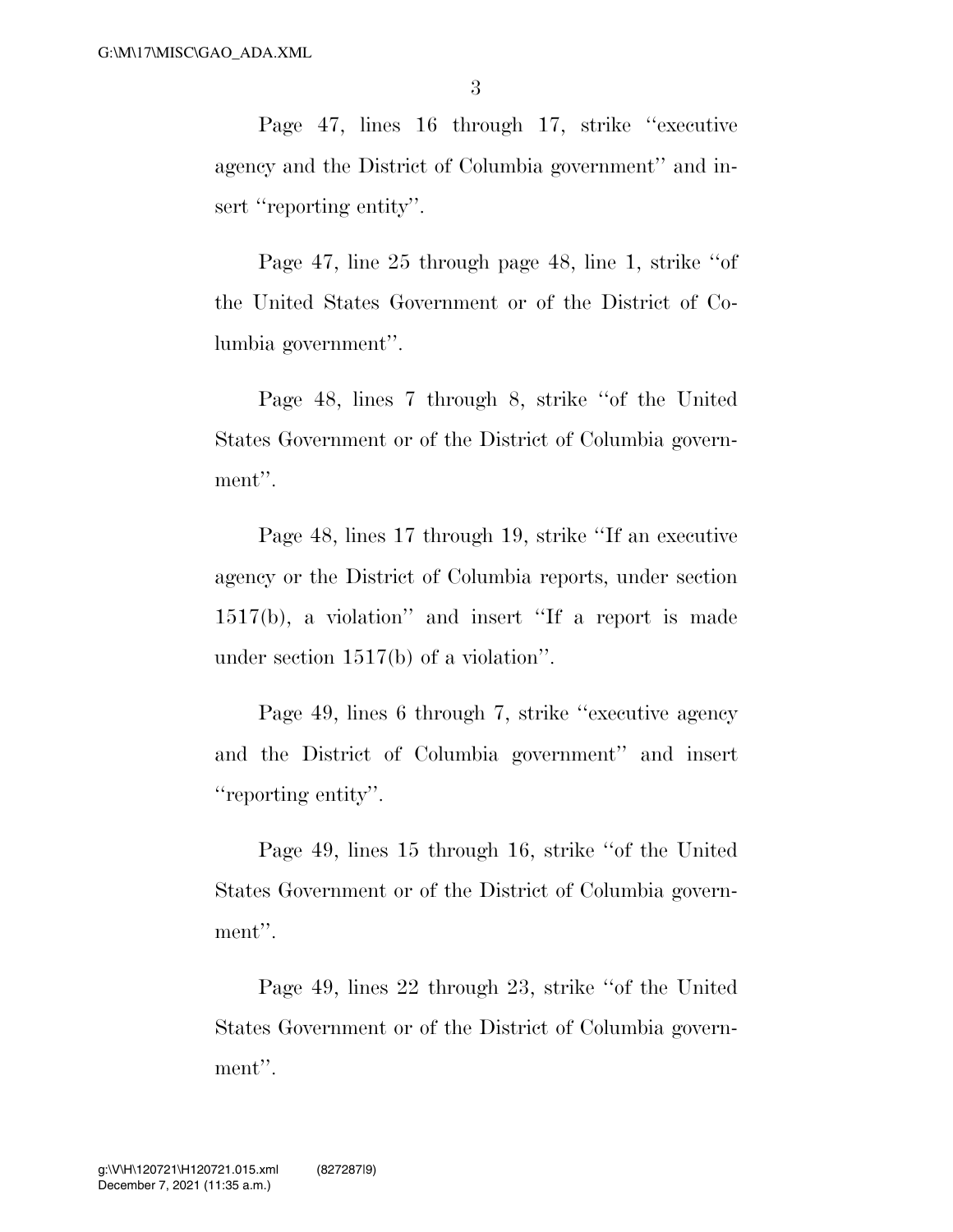Page 47, lines 16 through 17, strike ''executive agency and the District of Columbia government'' and insert ''reporting entity''.

Page 47, line 25 through page 48, line 1, strike ''of the United States Government or of the District of Columbia government''.

Page 48, lines 7 through 8, strike ''of the United States Government or of the District of Columbia government''.

Page 48, lines 17 through 19, strike ''If an executive agency or the District of Columbia reports, under section 1517(b), a violation'' and insert ''If a report is made under section 1517(b) of a violation''.

Page 49, lines 6 through 7, strike ''executive agency and the District of Columbia government'' and insert ''reporting entity''.

Page 49, lines 15 through 16, strike ''of the United States Government or of the District of Columbia government''.

Page 49, lines 22 through 23, strike ''of the United States Government or of the District of Columbia government''.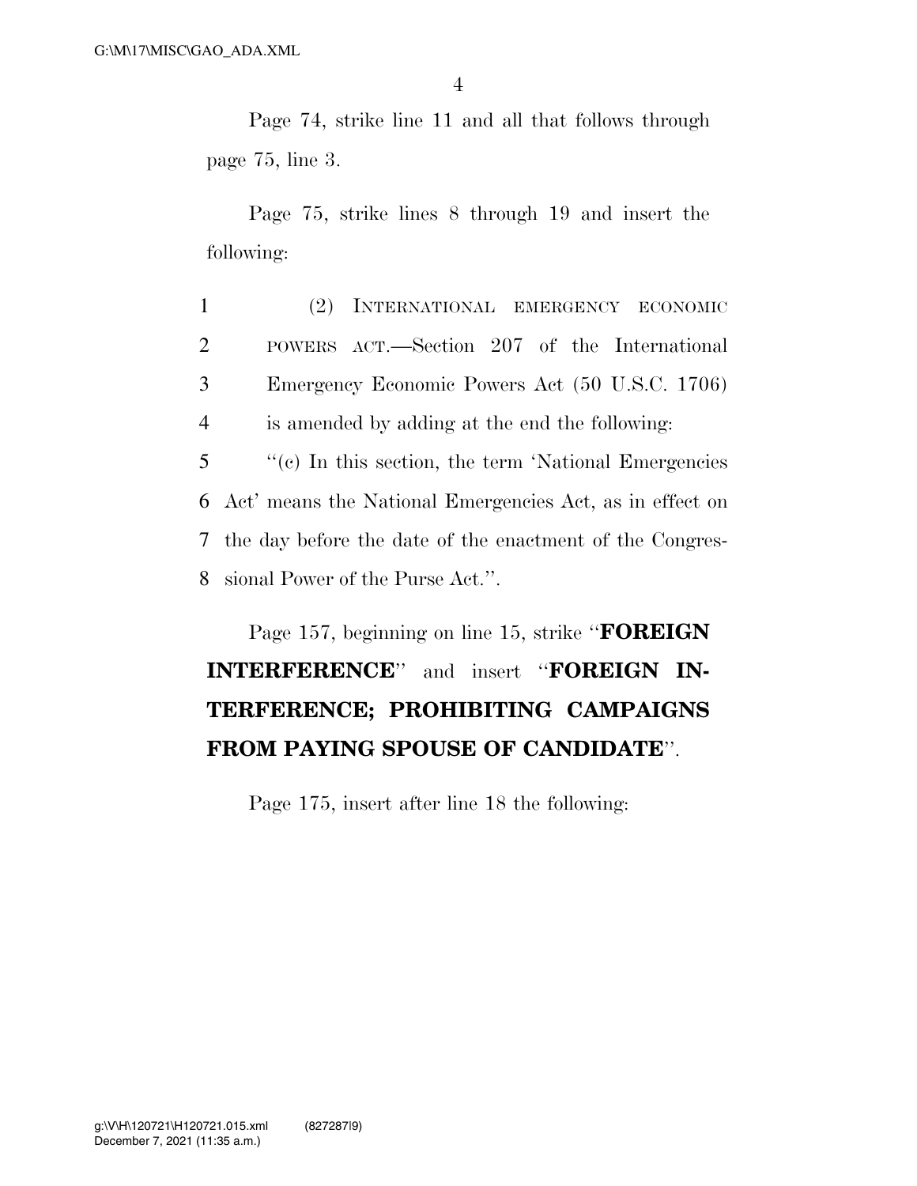Page 74, strike line 11 and all that follows through page 75, line 3.

Page 75, strike lines 8 through 19 and insert the following:

1 (2) INTERNATIONAL EMERGENCY ECONOMIC
2 POWERS ACT.—Section 207 of the International
3 Emergency Economic Powers Act (50 U.S.C. 1706)
4 is amended by adding at the end the following:
5 "(c) In this section, the term 'National Emergencies
6 Act' means the National Emergencies Act, as in effect on
7 the day before the date of the enactment of the Congres-
8 sional Power of the Purse Act.".

Page 157, beginning on line 15, strike "**FOREIGN INTERFERENCE**" and insert "**FOREIGN INTERFERENCE; PROHIBITING CAMPAIGNS FROM PAYING SPOUSE OF CANDIDATE**".

Page 175, insert after line 18 the following: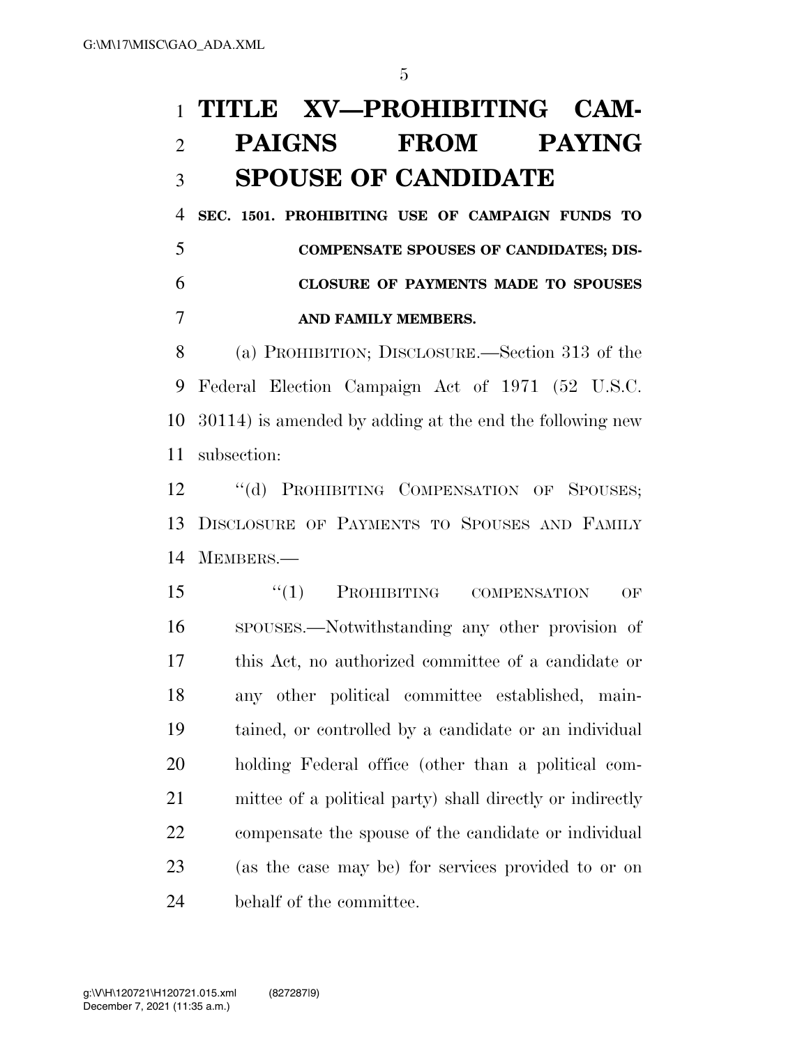# TITLE XV—PROHIBITING CAMPAIGNS FROM PAYING SPOUSE OF CANDIDATE

**SEC. 1501. PROHIBITING USE OF CAMPAIGN FUNDS TO COMPENSATE SPOUSES OF CANDIDATES; DISCLOSURE OF PAYMENTS MADE TO SPOUSES AND FAMILY MEMBERS.**

(a) PROHIBITION; DISCLOSURE.—Section 313 of the Federal Election Campaign Act of 1971 (52 U.S.C. 30114) is amended by adding at the end the following new subsection:

"(d) PROHIBITING COMPENSATION OF SPOUSES; DISCLOSURE OF PAYMENTS TO SPOUSES AND FAMILY MEMBERS.—

"(1) PROHIBITING COMPENSATION OF SPOUSES.—Notwithstanding any other provision of this Act, no authorized committee of a candidate or any other political committee established, maintained, or controlled by a candidate or an individual holding Federal office (other than a political committee of a political party) shall directly or indirectly compensate the spouse of the candidate or individual (as the case may be) for services provided to or on behalf of the committee.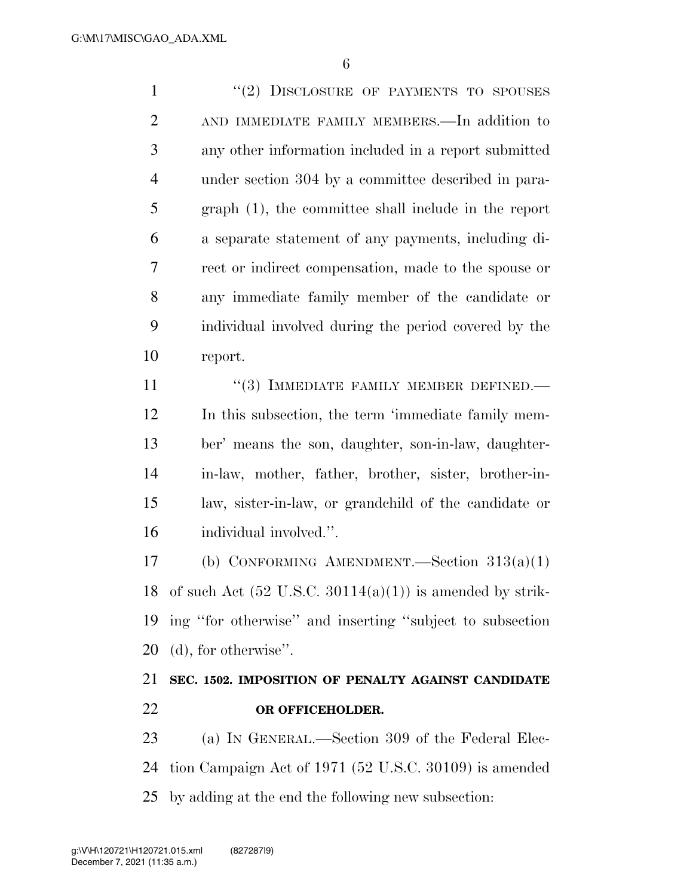"(2) DISCLOSURE OF PAYMENTS TO SPOUSES AND IMMEDIATE FAMILY MEMBERS.—In addition to any other information included in a report submitted under section 304 by a committee described in paragraph (1), the committee shall include in the report a separate statement of any payments, including direct or indirect compensation, made to the spouse or any immediate family member of the candidate or individual involved during the period covered by the report.

"(3) IMMEDIATE FAMILY MEMBER DEFINED.—In this subsection, the term 'immediate family member' means the son, daughter, son-in-law, daughter-in-law, mother, father, brother, sister, brother-in-law, sister-in-law, or grandchild of the candidate or individual involved.".

(b) CONFORMING AMENDMENT.—Section 313(a)(1) of such Act (52 U.S.C. 30114(a)(1)) is amended by striking "for otherwise" and inserting "subject to subsection (d), for otherwise".

**SEC. 1502. IMPOSITION OF PENALTY AGAINST CANDIDATE OR OFFICEHOLDER.**

(a) IN GENERAL.—Section 309 of the Federal Election Campaign Act of 1971 (52 U.S.C. 30109) is amended by adding at the end the following new subsection: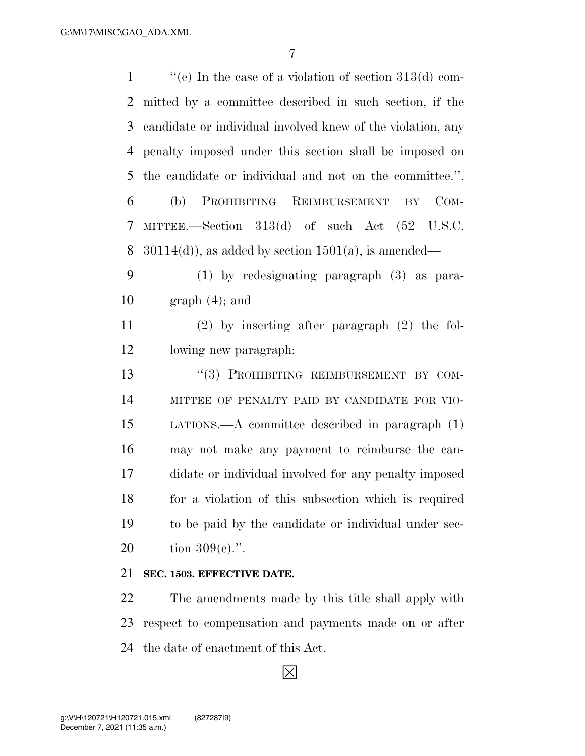"(e) In the case of a violation of section 313(d) committed by a committee described in such section, if the candidate or individual involved knew of the violation, any penalty imposed under this section shall be imposed on the candidate or individual and not on the committee.".

(b) PROHIBITING REIMBURSEMENT BY COMMITTEE.—Section 313(d) of such Act (52 U.S.C. 30114(d)), as added by section 1501(a), is amended—

(1) by redesignating paragraph (3) as paragraph (4); and

(2) by inserting after paragraph (2) the following new paragraph:

"(3) PROHIBITING REIMBURSEMENT BY COMMITTEE OF PENALTY PAID BY CANDIDATE FOR VIOLATIONS.—A committee described in paragraph (1) may not make any payment to reimburse the candidate or individual involved for any penalty imposed for a violation of this subsection which is required to be paid by the candidate or individual under section 309(e).".

**SEC. 1503. EFFECTIVE DATE.**

The amendments made by this title shall apply with respect to compensation and payments made on or after the date of enactment of this Act.